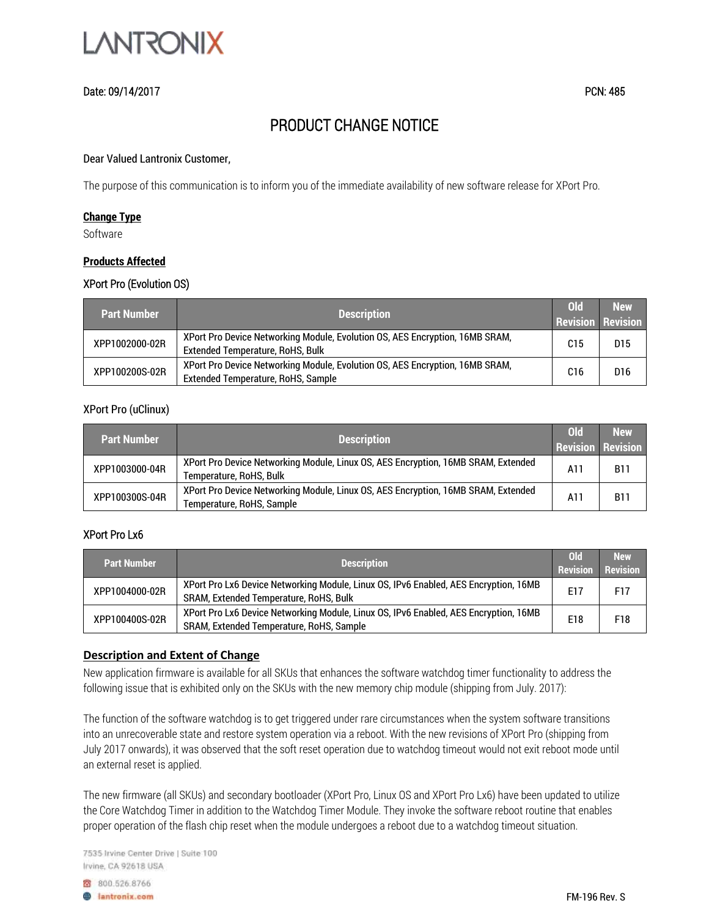LANTRONIX

Date: 09/14/2017 PCN: 485

# PRODUCT CHANGE NOTICE

Dear Valued Lantronix Customer,

The purpose of this communication is to inform you of the immediate availability of new software release for XPort Pro.

**Change Type**

Software

**Products Affected**

XPort Pro (Evolution OS)

| Part Number | Description | Old Revision | New Revision |
|---|---|---|---|
| XPP1002000-02R | XPort Pro Device Networking Module, Evolution OS, AES Encryption, 16MB SRAM, Extended Temperature, RoHS, Bulk | C15 | D15 |
| XPP100200S-02R | XPort Pro Device Networking Module, Evolution OS, AES Encryption, 16MB SRAM, Extended Temperature, RoHS, Sample | C16 | D16 |

XPort Pro (uClinux)

| Part Number | Description | Old Revision | New Revision |
|---|---|---|---|
| XPP1003000-04R | XPort Pro Device Networking Module, Linux OS, AES Encryption, 16MB SRAM, Extended Temperature, RoHS, Bulk | A11 | B11 |
| XPP100300S-04R | XPort Pro Device Networking Module, Linux OS, AES Encryption, 16MB SRAM, Extended Temperature, RoHS, Sample | A11 | B11 |

XPort Pro Lx6

| Part Number | Description | Old Revision | New Revision |
|---|---|---|---|
| XPP1004000-02R | XPort Pro Lx6 Device Networking Module, Linux OS, IPv6 Enabled, AES Encryption, 16MB SRAM, Extended Temperature, RoHS, Bulk | E17 | F17 |
| XPP100400S-02R | XPort Pro Lx6 Device Networking Module, Linux OS, IPv6 Enabled, AES Encryption, 16MB SRAM, Extended Temperature, RoHS, Sample | E18 | F18 |

**Description and Extent of Change**

New application firmware is available for all SKUs that enhances the software watchdog timer functionality to address the following issue that is exhibited only on the SKUs with the new memory chip module (shipping from July. 2017):

The function of the software watchdog is to get triggered under rare circumstances when the system software transitions into an unrecoverable state and restore system operation via a reboot. With the new revisions of XPort Pro (shipping from July 2017 onwards), it was observed that the soft reset operation due to watchdog timeout would not exit reboot mode until an external reset is applied.

The new firmware (all SKUs) and secondary bootloader (XPort Pro, Linux OS and XPort Pro Lx6) have been updated to utilize the Core Watchdog Timer in addition to the Watchdog Timer Module. They invoke the software reboot routine that enables proper operation of the flash chip reset when the module undergoes a reboot due to a watchdog timeout situation.

7535 Irvine Center Drive | Suite 100
Irvine, CA 92618 USA

800.526.8766
lantronix.com

FM-196 Rev. S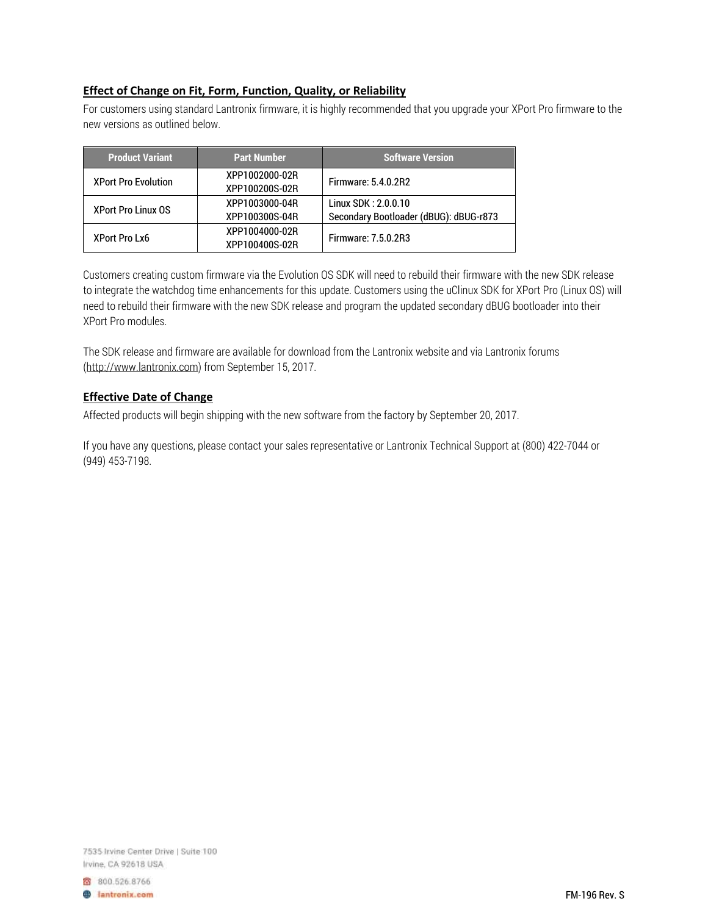## Effect of Change on Fit, Form, Function, Quality, or Reliability

For customers using standard Lantronix firmware, it is highly recommended that you upgrade your XPort Pro firmware to the new versions as outlined below.

| Product Variant | Part Number | Software Version |
|---|---|---|
| XPort Pro Evolution | XPP1002000-02R<br>XPP100200S-02R | Firmware: 5.4.0.2R2 |
| XPort Pro Linux OS | XPP1003000-04R<br>XPP100300S-04R | Linux SDK : 2.0.0.10<br>Secondary Bootloader (dBUG): dBUG-r873 |
| XPort Pro Lx6 | XPP1004000-02R<br>XPP100400S-02R | Firmware: 7.5.0.2R3 |

Customers creating custom firmware via the Evolution OS SDK will need to rebuild their firmware with the new SDK release to integrate the watchdog time enhancements for this update. Customers using the uClinux SDK for XPort Pro (Linux OS) will need to rebuild their firmware with the new SDK release and program the updated secondary dBUG bootloader into their XPort Pro modules.

The SDK release and firmware are available for download from the Lantronix website and via Lantronix forums (http://www.lantronix.com) from September 15, 2017.

## Effective Date of Change

Affected products will begin shipping with the new software from the factory by September 20, 2017.

If you have any questions, please contact your sales representative or Lantronix Technical Support at (800) 422-7044 or (949) 453-7198.